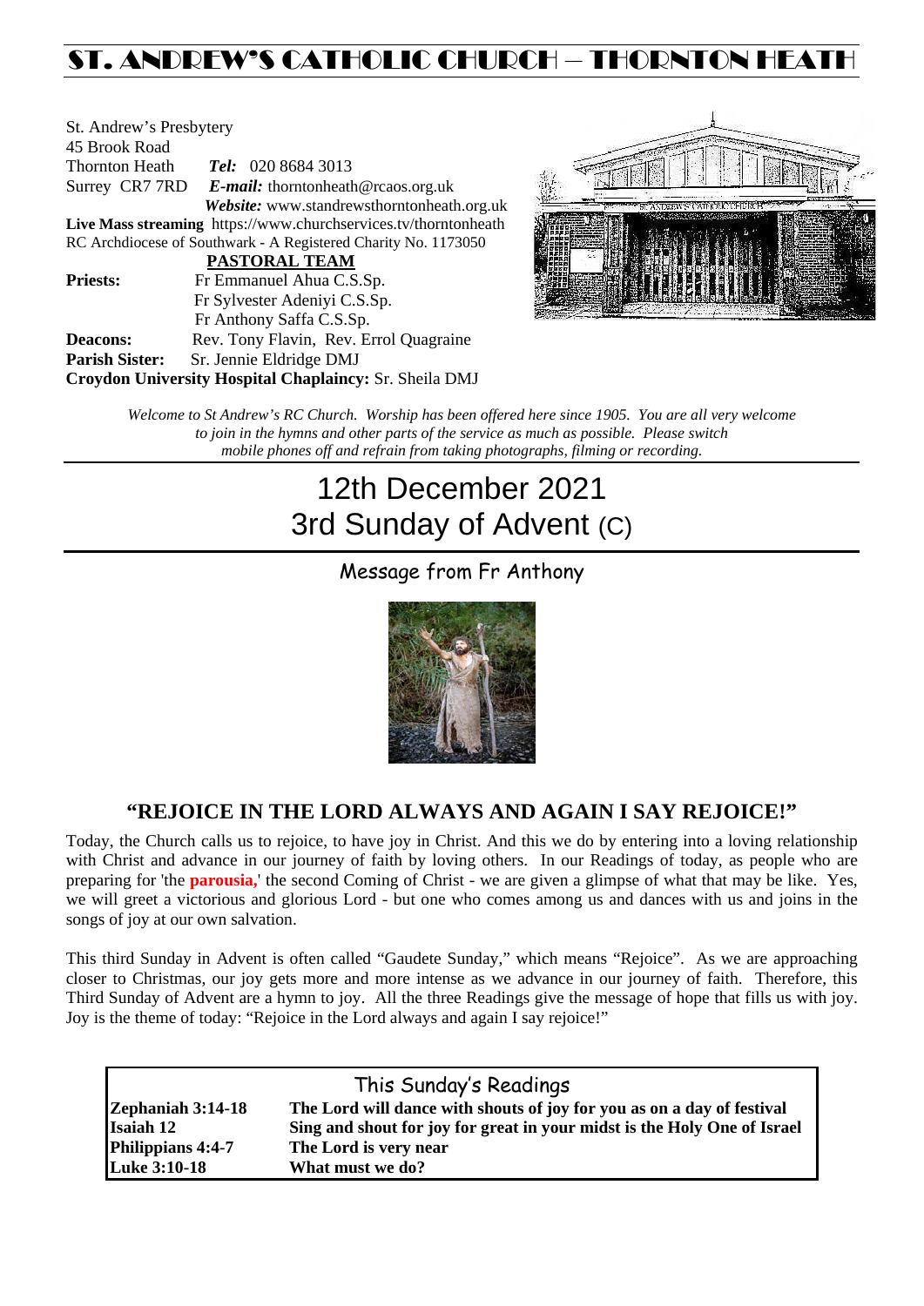# ST. ANDREW'S CATHOLIC CHURCH – THORNTON HEATH

St. Andrew's Presbytery
45 Brook Road
Thornton Heath *Tel:* 020 8684 3013
Surrey CR7 7RD *E-mail:* thorntonheath@rcaos.org.uk
*Website:* www.standrewsthorntonheath.org.uk
**Live Mass streaming** https://www.churchservices.tv/thorntonheath
RC Archdiocese of Southwark - A Registered Charity No. 1173050

**PASTORAL TEAM**

**Priests:** Fr Emmanuel Ahua C.S.Sp.
Fr Sylvester Adeniyi C.S.Sp.
Fr Anthony Saffa C.S.Sp.
**Deacons:** Rev. Tony Flavin, Rev. Errol Quagraine
**Parish Sister:** Sr. Jennie Eldridge DMJ
**Croydon University Hospital Chaplaincy:** Sr. Sheila DMJ

*Welcome to St Andrew's RC Church. Worship has been offered here since 1905. You are all very welcome to join in the hymns and other parts of the service as much as possible. Please switch mobile phones off and refrain from taking photographs, filming or recording.*

# 12th December 2021
# 3rd Sunday of Advent (C)

## Message from Fr Anthony

### "REJOICE IN THE LORD ALWAYS AND AGAIN I SAY REJOICE!"

Today, the Church calls us to rejoice, to have joy in Christ. And this we do by entering into a loving relationship with Christ and advance in our journey of faith by loving others. In our Readings of today, as people who are preparing for 'the **parousia,**' the second Coming of Christ - we are given a glimpse of what that may be like. Yes, we will greet a victorious and glorious Lord - but one who comes among us and dances with us and joins in the songs of joy at our own salvation.

This third Sunday in Advent is often called "Gaudete Sunday," which means "Rejoice". As we are approaching closer to Christmas, our joy gets more and more intense as we advance in our journey of faith. Therefore, this Third Sunday of Advent are a hymn to joy. All the three Readings give the message of hope that fills us with joy. Joy is the theme of today: "Rejoice in the Lord always and again I say rejoice!"

## This Sunday's Readings

| | |
|---|---|
| **Zephaniah 3:14-18** | **The Lord will dance with shouts of joy for you as on a day of festival** |
| **Isaiah 12** | **Sing and shout for joy for great in your midst is the Holy One of Israel** |
| **Philippians 4:4-7** | **The Lord is very near** |
| **Luke 3:10-18** | **What must we do?** |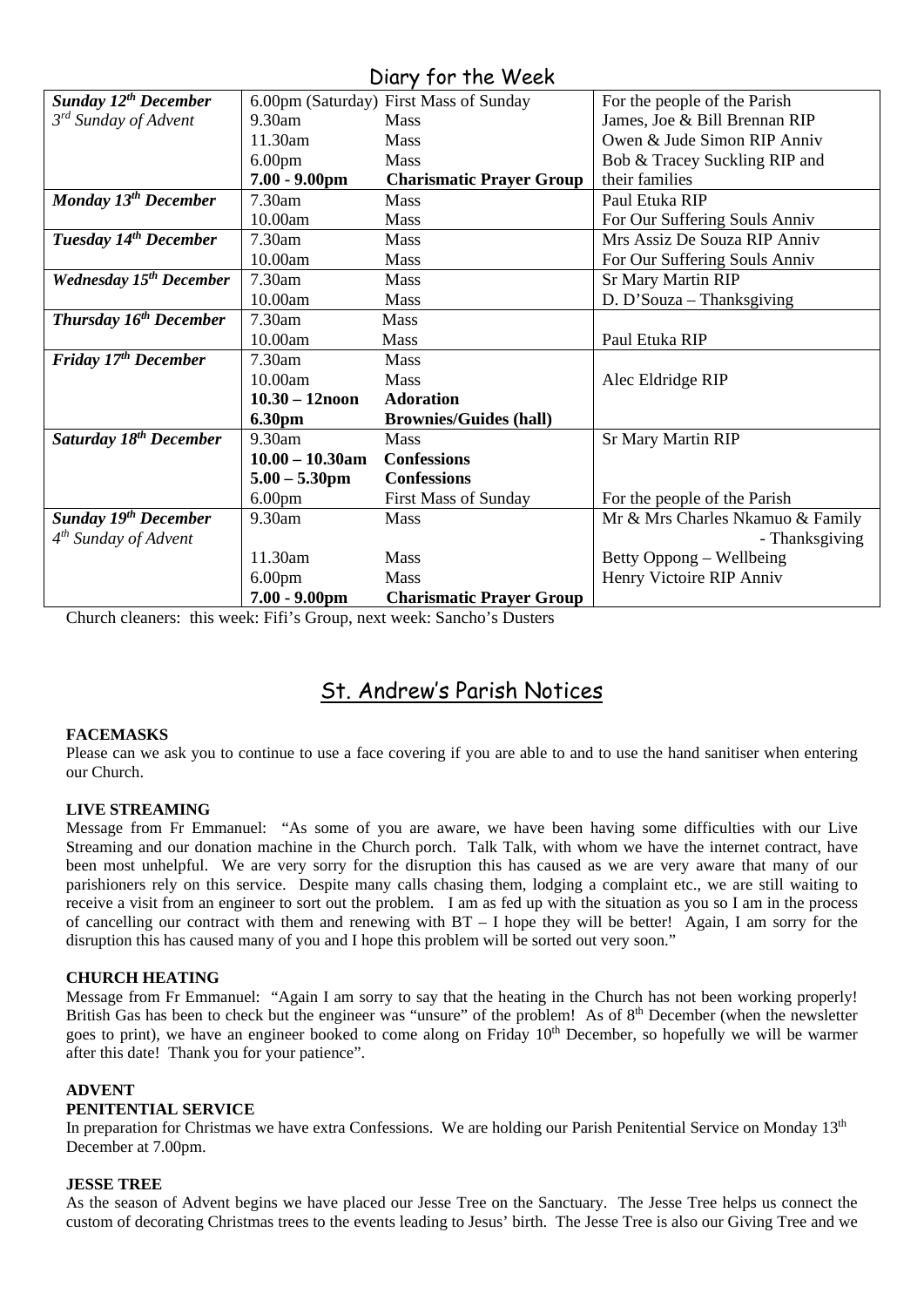## Diary for the Week

| | | | |
|---|---|---|---|
| ***Sunday 12th December*** | 6.00pm (Saturday) | First Mass of Sunday | For the people of the Parish |
| *3rd Sunday of Advent* | 9.30am | Mass | James, Joe & Bill Brennan RIP |
| | 11.30am | Mass | Owen & Jude Simon RIP Anniv |
| | 6.00pm | Mass | Bob & Tracey Suckling RIP and |
| | **7.00 - 9.00pm** | **Charismatic Prayer Group** | their families |
| ***Monday 13th December*** | 7.30am | Mass | Paul Etuka RIP |
| | 10.00am | Mass | For Our Suffering Souls Anniv |
| ***Tuesday 14th December*** | 7.30am | Mass | Mrs Assiz De Souza RIP Anniv |
| | 10.00am | Mass | For Our Suffering Souls Anniv |
| ***Wednesday 15th December*** | 7.30am | Mass | Sr Mary Martin RIP |
| | 10.00am | Mass | D. D'Souza – Thanksgiving |
| ***Thursday 16th December*** | 7.30am | Mass | |
| | 10.00am | Mass | Paul Etuka RIP |
| ***Friday 17th December*** | 7.30am | Mass | |
| | 10.00am | Mass | Alec Eldridge RIP |
| | **10.30 – 12noon** | **Adoration** | |
| | **6.30pm** | **Brownies/Guides (hall)** | |
| ***Saturday 18th December*** | 9.30am | Mass | Sr Mary Martin RIP |
| | **10.00 – 10.30am** | **Confessions** | |
| | **5.00 – 5.30pm** | **Confessions** | |
| | 6.00pm | First Mass of Sunday | For the people of the Parish |
| ***Sunday 19th December*** | 9.30am | Mass | Mr & Mrs Charles Nkamuo & Family |
| *4th Sunday of Advent* | | | - Thanksgiving |
| | 11.30am | Mass | Betty Oppong – Wellbeing |
| | 6.00pm | Mass | Henry Victoire RIP Anniv |
| | **7.00 - 9.00pm** | **Charismatic Prayer Group** | |

Church cleaners: this week: Fifi's Group, next week: Sancho's Dusters

## St. Andrew's Parish Notices

**FACEMASKS**

Please can we ask you to continue to use a face covering if you are able to and to use the hand sanitiser when entering our Church.

**LIVE STREAMING**

Message from Fr Emmanuel: "As some of you are aware, we have been having some difficulties with our Live Streaming and our donation machine in the Church porch. Talk Talk, with whom we have the internet contract, have been most unhelpful. We are very sorry for the disruption this has caused as we are very aware that many of our parishioners rely on this service. Despite many calls chasing them, lodging a complaint etc., we are still waiting to receive a visit from an engineer to sort out the problem. I am as fed up with the situation as you so I am in the process of cancelling our contract with them and renewing with BT – I hope they will be better! Again, I am sorry for the disruption this has caused many of you and I hope this problem will be sorted out very soon."

**CHURCH HEATING**

Message from Fr Emmanuel: "Again I am sorry to say that the heating in the Church has not been working properly! British Gas has been to check but the engineer was "unsure" of the problem! As of 8th December (when the newsletter goes to print), we have an engineer booked to come along on Friday 10th December, so hopefully we will be warmer after this date! Thank you for your patience".

**ADVENT**

**PENITENTIAL SERVICE**

In preparation for Christmas we have extra Confessions. We are holding our Parish Penitential Service on Monday 13th December at 7.00pm.

**JESSE TREE**

As the season of Advent begins we have placed our Jesse Tree on the Sanctuary. The Jesse Tree helps us connect the custom of decorating Christmas trees to the events leading to Jesus' birth. The Jesse Tree is also our Giving Tree and we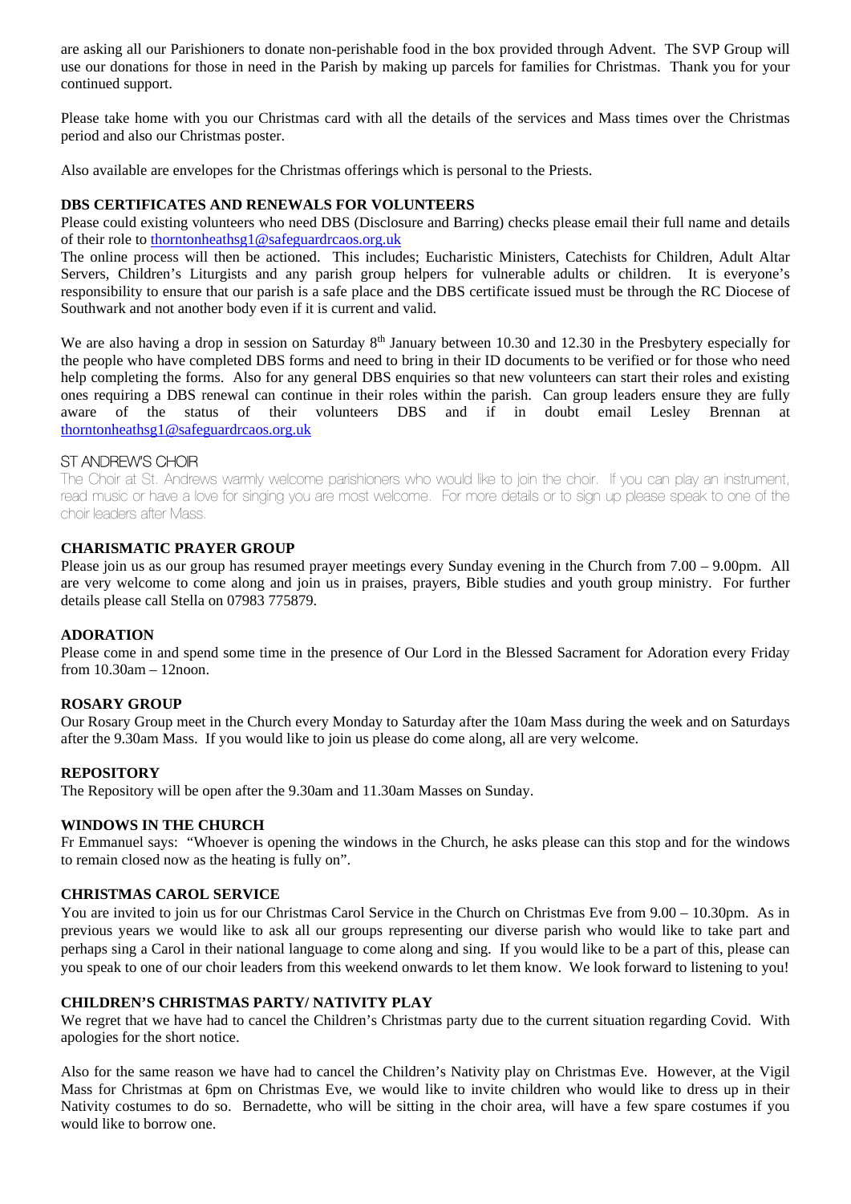are asking all our Parishioners to donate non-perishable food in the box provided through Advent. The SVP Group will use our donations for those in need in the Parish by making up parcels for families for Christmas. Thank you for your continued support.

Please take home with you our Christmas card with all the details of the services and Mass times over the Christmas period and also our Christmas poster.

Also available are envelopes for the Christmas offerings which is personal to the Priests.

**DBS CERTIFICATES AND RENEWALS FOR VOLUNTEERS**

Please could existing volunteers who need DBS (Disclosure and Barring) checks please email their full name and details of their role to thorntonheathsg1@safeguardrcaos.org.uk

The online process will then be actioned. This includes; Eucharistic Ministers, Catechists for Children, Adult Altar Servers, Children's Liturgists and any parish group helpers for vulnerable adults or children. It is everyone's responsibility to ensure that our parish is a safe place and the DBS certificate issued must be through the RC Diocese of Southwark and not another body even if it is current and valid.

We are also having a drop in session on Saturday 8th January between 10.30 and 12.30 in the Presbytery especially for the people who have completed DBS forms and need to bring in their ID documents to be verified or for those who need help completing the forms. Also for any general DBS enquiries so that new volunteers can start their roles and existing ones requiring a DBS renewal can continue in their roles within the parish. Can group leaders ensure they are fully aware of the status of their volunteers DBS and if in doubt email Lesley Brennan at thorntonheathsg1@safeguardrcaos.org.uk

ST ANDREW'S CHOIR

The Choir at St. Andrews warmly welcome parishioners who would like to join the choir. If you can play an instrument, read music or have a love for singing you are most welcome. For more details or to sign up please speak to one of the choir leaders after Mass.

**CHARISMATIC PRAYER GROUP**

Please join us as our group has resumed prayer meetings every Sunday evening in the Church from 7.00 – 9.00pm. All are very welcome to come along and join us in praises, prayers, Bible studies and youth group ministry. For further details please call Stella on 07983 775879.

**ADORATION**

Please come in and spend some time in the presence of Our Lord in the Blessed Sacrament for Adoration every Friday from 10.30am – 12noon.

**ROSARY GROUP**

Our Rosary Group meet in the Church every Monday to Saturday after the 10am Mass during the week and on Saturdays after the 9.30am Mass. If you would like to join us please do come along, all are very welcome.

**REPOSITORY**

The Repository will be open after the 9.30am and 11.30am Masses on Sunday.

**WINDOWS IN THE CHURCH**

Fr Emmanuel says: "Whoever is opening the windows in the Church, he asks please can this stop and for the windows to remain closed now as the heating is fully on".

**CHRISTMAS CAROL SERVICE**

You are invited to join us for our Christmas Carol Service in the Church on Christmas Eve from 9.00 – 10.30pm. As in previous years we would like to ask all our groups representing our diverse parish who would like to take part and perhaps sing a Carol in their national language to come along and sing. If you would like to be a part of this, please can you speak to one of our choir leaders from this weekend onwards to let them know. We look forward to listening to you!

**CHILDREN'S CHRISTMAS PARTY/ NATIVITY PLAY**

We regret that we have had to cancel the Children's Christmas party due to the current situation regarding Covid. With apologies for the short notice.

Also for the same reason we have had to cancel the Children's Nativity play on Christmas Eve. However, at the Vigil Mass for Christmas at 6pm on Christmas Eve, we would like to invite children who would like to dress up in their Nativity costumes to do so. Bernadette, who will be sitting in the choir area, will have a few spare costumes if you would like to borrow one.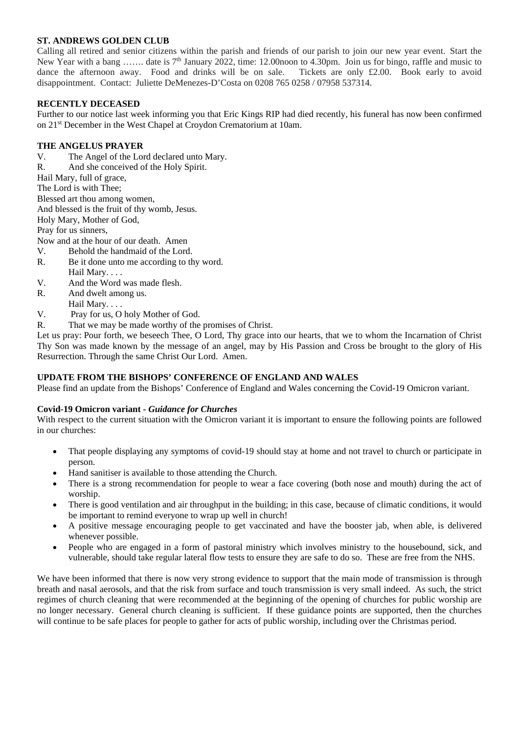**ST. ANDREWS GOLDEN CLUB**

Calling all retired and senior citizens within the parish and friends of our parish to join our new year event. Start the New Year with a bang ……. date is 7th January 2022, time: 12.00noon to 4.30pm. Join us for bingo, raffle and music to dance the afternoon away. Food and drinks will be on sale. Tickets are only £2.00. Book early to avoid disappointment. Contact: Juliette DeMenezes-D'Costa on 0208 765 0258 / 07958 537314.

**RECENTLY DECEASED**

Further to our notice last week informing you that Eric Kings RIP had died recently, his funeral has now been confirmed on 21st December in the West Chapel at Croydon Crematorium at 10am.

**THE ANGELUS PRAYER**

V. The Angel of the Lord declared unto Mary.
R. And she conceived of the Holy Spirit.
Hail Mary, full of grace,
The Lord is with Thee;
Blessed art thou among women,
And blessed is the fruit of thy womb, Jesus.
Holy Mary, Mother of God,
Pray for us sinners,
Now and at the hour of our death. Amen
V. Behold the handmaid of the Lord.
R. Be it done unto me according to thy word.
Hail Mary. . . .
V. And the Word was made flesh.
R. And dwelt among us.
Hail Mary. . . .
V. Pray for us, O holy Mother of God.
R. That we may be made worthy of the promises of Christ.
Let us pray: Pour forth, we beseech Thee, O Lord, Thy grace into our hearts, that we to whom the Incarnation of Christ Thy Son was made known by the message of an angel, may by His Passion and Cross be brought to the glory of His Resurrection. Through the same Christ Our Lord. Amen.

**UPDATE FROM THE BISHOPS' CONFERENCE OF ENGLAND AND WALES**

Please find an update from the Bishops' Conference of England and Wales concerning the Covid-19 Omicron variant.

**Covid-19 Omicron variant -** ***Guidance for Churches***

With respect to the current situation with the Omicron variant it is important to ensure the following points are followed in our churches:

- That people displaying any symptoms of covid-19 should stay at home and not travel to church or participate in person.
- Hand sanitiser is available to those attending the Church.
- There is a strong recommendation for people to wear a face covering (both nose and mouth) during the act of worship.
- There is good ventilation and air throughput in the building; in this case, because of climatic conditions, it would be important to remind everyone to wrap up well in church!
- A positive message encouraging people to get vaccinated and have the booster jab, when able, is delivered whenever possible.
- People who are engaged in a form of pastoral ministry which involves ministry to the housebound, sick, and vulnerable, should take regular lateral flow tests to ensure they are safe to do so. These are free from the NHS.

We have been informed that there is now very strong evidence to support that the main mode of transmission is through breath and nasal aerosols, and that the risk from surface and touch transmission is very small indeed. As such, the strict regimes of church cleaning that were recommended at the beginning of the opening of churches for public worship are no longer necessary. General church cleaning is sufficient. If these guidance points are supported, then the churches will continue to be safe places for people to gather for acts of public worship, including over the Christmas period.